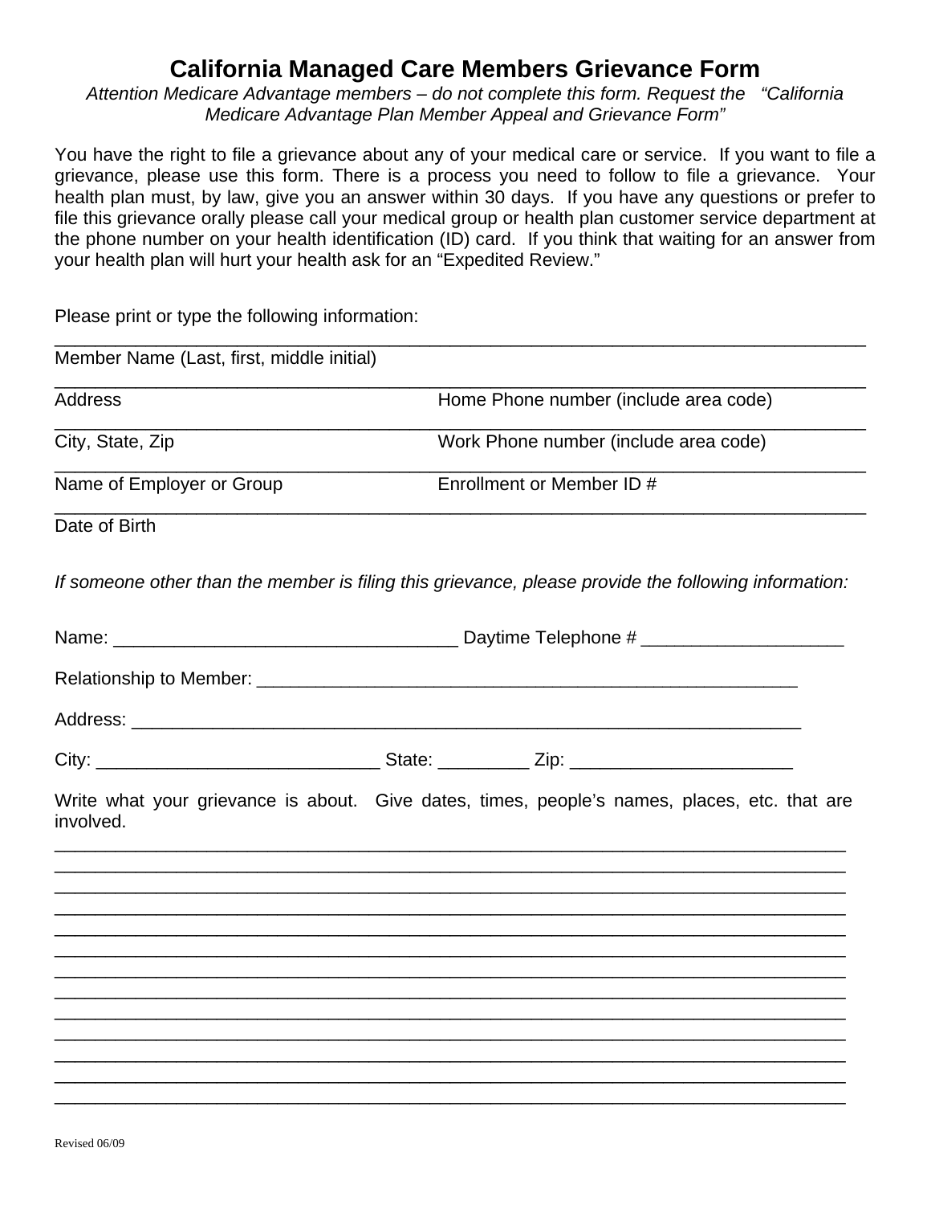# California Managed Care Members Grievance Form

*Attention Medicare Advantage members – do not complete this form. Request the "California Medicare Advantage Plan Member Appeal and Grievance Form"*

You have the right to file a grievance about any of your medical care or service. If you want to file a grievance, please use this form. There is a process you need to follow to file a grievance. Your health plan must, by law, give you an answer within 30 days. If you have any questions or prefer to file this grievance orally please call your medical group or health plan customer service department at the phone number on your health identification (ID) card. If you think that waiting for an answer from your health plan will hurt your health ask for an "Expedited Review."

Please print or type the following information:

______________________________________________________________________________

Member Name (Last, first, middle initial)

______________________________________________________________________________

Address | Home Phone number (include area code)

______________________________________________________________________________

City, State, Zip | Work Phone number (include area code)

______________________________________________________________________________

Name of Employer or Group | Enrollment or Member ID #

______________________________________________________________________________

Date of Birth

*If someone other than the member is filing this grievance, please provide the following information:*

Name: __________________________________ Daytime Telephone # ____________________

Relationship to Member: _____________________________________________________

Address: _________________________________________________________________

City: ____________________________ State: _________ Zip: ______________________

Write what your grievance is about. Give dates, times, people's names, places, etc. that are involved.

______________________________________________________________________________
______________________________________________________________________________
______________________________________________________________________________
______________________________________________________________________________
______________________________________________________________________________
______________________________________________________________________________
______________________________________________________________________________
______________________________________________________________________________
______________________________________________________________________________
______________________________________________________________________________
______________________________________________________________________________
______________________________________________________________________________
______________________________________________________________________________

Revised 06/09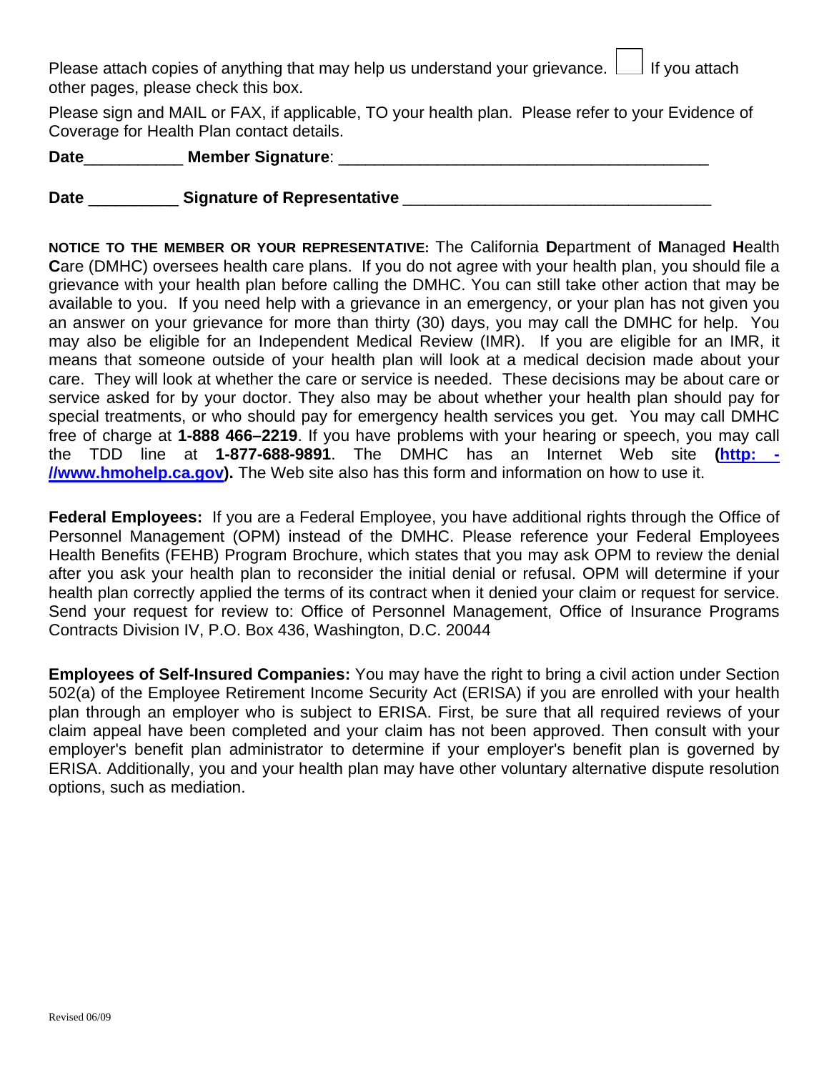Please attach copies of anything that may help us understand your grievance. ☐ If you attach other pages, please check this box.

Please sign and MAIL or FAX, if applicable, TO your health plan. Please refer to your Evidence of Coverage for Health Plan contact details.

**Date**___________ **Member Signature**: ________________________________________

**Date** __________ **Signature of Representative** __________________________________

**NOTICE TO THE MEMBER OR YOUR REPRESENTATIVE:** The California **D**epartment of **M**anaged **H**ealth **C**are (DMHC) oversees health care plans. If you do not agree with your health plan, you should file a grievance with your health plan before calling the DMHC. You can still take other action that may be available to you. If you need help with a grievance in an emergency, or your plan has not given you an answer on your grievance for more than thirty (30) days, you may call the DMHC for help. You may also be eligible for an Independent Medical Review (IMR). If you are eligible for an IMR, it means that someone outside of your health plan will look at a medical decision made about your care. They will look at whether the care or service is needed. These decisions may be about care or service asked for by your doctor. They also may be about whether your health plan should pay for special treatments, or who should pay for emergency health services you get. You may call DMHC free of charge at **1-888 466–2219**. If you have problems with your hearing or speech, you may call the TDD line at **1-877-688-9891**. The DMHC has an Internet Web site **(http: -//www.hmohelp.ca.gov).** The Web site also has this form and information on how to use it.

**Federal Employees:** If you are a Federal Employee, you have additional rights through the Office of Personnel Management (OPM) instead of the DMHC. Please reference your Federal Employees Health Benefits (FEHB) Program Brochure, which states that you may ask OPM to review the denial after you ask your health plan to reconsider the initial denial or refusal. OPM will determine if your health plan correctly applied the terms of its contract when it denied your claim or request for service. Send your request for review to: Office of Personnel Management, Office of Insurance Programs Contracts Division IV, P.O. Box 436, Washington, D.C. 20044

**Employees of Self-Insured Companies:** You may have the right to bring a civil action under Section 502(a) of the Employee Retirement Income Security Act (ERISA) if you are enrolled with your health plan through an employer who is subject to ERISA. First, be sure that all required reviews of your claim appeal have been completed and your claim has not been approved. Then consult with your employer's benefit plan administrator to determine if your employer's benefit plan is governed by ERISA. Additionally, you and your health plan may have other voluntary alternative dispute resolution options, such as mediation.

Revised 06/09